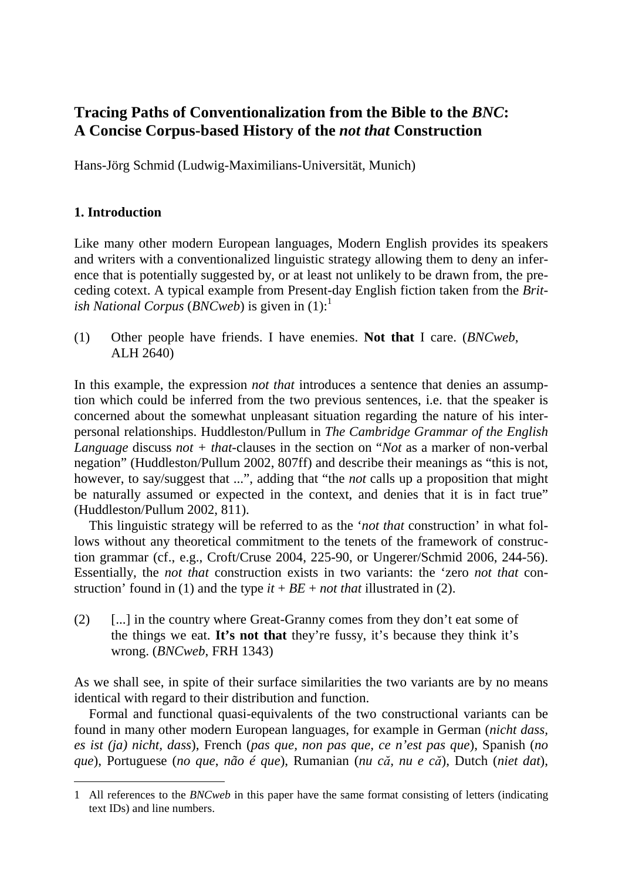# Tracing Paths of Conventionalization from the Bible to the *BNC*: A Concise Corpus-based History of the *not that* Construction

Hans-Jörg Schmid (Ludwig-Maximilians-Universität, Munich)

## 1. Introduction

Like many other modern European languages, Modern English provides its speakers and writers with a conventionalized linguistic strategy allowing them to deny an inference that is potentially suggested by, or at least not unlikely to be drawn from, the preceding cotext. A typical example from Present-day English fiction taken from the *British National Corpus* (*BNCweb*) is given in (1):[1]

(1) Other people have friends. I have enemies. **Not that** I care. (*BNCweb*, ALH 2640)

In this example, the expression *not that* introduces a sentence that denies an assumption which could be inferred from the two previous sentences, i.e. that the speaker is concerned about the somewhat unpleasant situation regarding the nature of his interpersonal relationships. Huddleston/Pullum in *The Cambridge Grammar of the English Language* discuss *not + that*-clauses in the section on "*Not* as a marker of non-verbal negation" (Huddleston/Pullum 2002, 807ff) and describe their meanings as "this is not, however, to say/suggest that ...", adding that "the *not* calls up a proposition that might be naturally assumed or expected in the context, and denies that it is in fact true" (Huddleston/Pullum 2002, 811).

This linguistic strategy will be referred to as the '*not that* construction' in what follows without any theoretical commitment to the tenets of the framework of construction grammar (cf., e.g., Croft/Cruse 2004, 225-90, or Ungerer/Schmid 2006, 244-56). Essentially, the *not that* construction exists in two variants: the 'zero *not that* construction' found in (1) and the type *it* + *BE* + *not that* illustrated in (2).

(2) [...] in the country where Great-Granny comes from they don't eat some of the things we eat. **It's not that** they're fussy, it's because they think it's wrong. (*BNCweb*, FRH 1343)

As we shall see, in spite of their surface similarities the two variants are by no means identical with regard to their distribution and function.

Formal and functional quasi-equivalents of the two constructional variants can be found in many other modern European languages, for example in German (*nicht dass, es ist (ja) nicht, dass*), French (*pas que, non pas que, ce n'est pas que*), Spanish (*no que*), Portuguese (*no que*, *não é que*), Rumanian (*nu că, nu e că*), Dutch (*niet dat*),

---

1 All references to the *BNCweb* in this paper have the same format consisting of letters (indicating text IDs) and line numbers.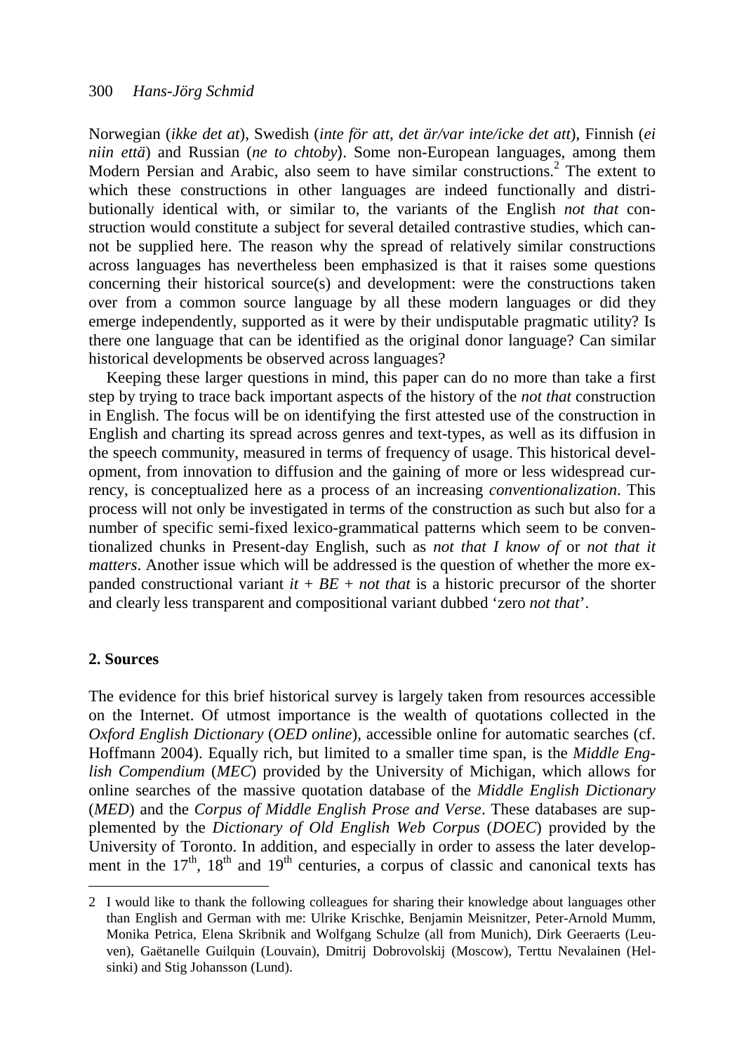Norwegian (*ikke det at*), Swedish (*inte för att, det är/var inte/icke det att*), Finnish (*ei niin että*) and Russian (*ne to chtoby*). Some non-European languages, among them Modern Persian and Arabic, also seem to have similar constructions.[2] The extent to which these constructions in other languages are indeed functionally and distributionally identical with, or similar to, the variants of the English *not that* construction would constitute a subject for several detailed contrastive studies, which cannot be supplied here. The reason why the spread of relatively similar constructions across languages has nevertheless been emphasized is that it raises some questions concerning their historical source(s) and development: were the constructions taken over from a common source language by all these modern languages or did they emerge independently, supported as it were by their undisputable pragmatic utility? Is there one language that can be identified as the original donor language? Can similar historical developments be observed across languages?

Keeping these larger questions in mind, this paper can do no more than take a first step by trying to trace back important aspects of the history of the *not that* construction in English. The focus will be on identifying the first attested use of the construction in English and charting its spread across genres and text-types, as well as its diffusion in the speech community, measured in terms of frequency of usage. This historical development, from innovation to diffusion and the gaining of more or less widespread currency, is conceptualized here as a process of an increasing *conventionalization*. This process will not only be investigated in terms of the construction as such but also for a number of specific semi-fixed lexico-grammatical patterns which seem to be conventionalized chunks in Present-day English, such as *not that I know of* or *not that it matters*. Another issue which will be addressed is the question of whether the more expanded constructional variant *it + BE + not that* is a historic precursor of the shorter and clearly less transparent and compositional variant dubbed 'zero *not that*'.

## 2. Sources

The evidence for this brief historical survey is largely taken from resources accessible on the Internet. Of utmost importance is the wealth of quotations collected in the *Oxford English Dictionary* (*OED online*), accessible online for automatic searches (cf. Hoffmann 2004). Equally rich, but limited to a smaller time span, is the *Middle English Compendium* (*MEC*) provided by the University of Michigan, which allows for online searches of the massive quotation database of the *Middle English Dictionary* (*MED*) and the *Corpus of Middle English Prose and Verse*. These databases are supplemented by the *Dictionary of Old English Web Corpus* (*DOEC*) provided by the University of Toronto. In addition, and especially in order to assess the later development in the 17th, 18th and 19th centuries, a corpus of classic and canonical texts has

2 I would like to thank the following colleagues for sharing their knowledge about languages other than English and German with me: Ulrike Krischke, Benjamin Meisnitzer, Peter-Arnold Mumm, Monika Petrica, Elena Skribnik and Wolfgang Schulze (all from Munich), Dirk Geeraerts (Leuven), Gaëtanelle Guilquin (Louvain), Dmitrij Dobrovolskij (Moscow), Terttu Nevalainen (Helsinki) and Stig Johansson (Lund).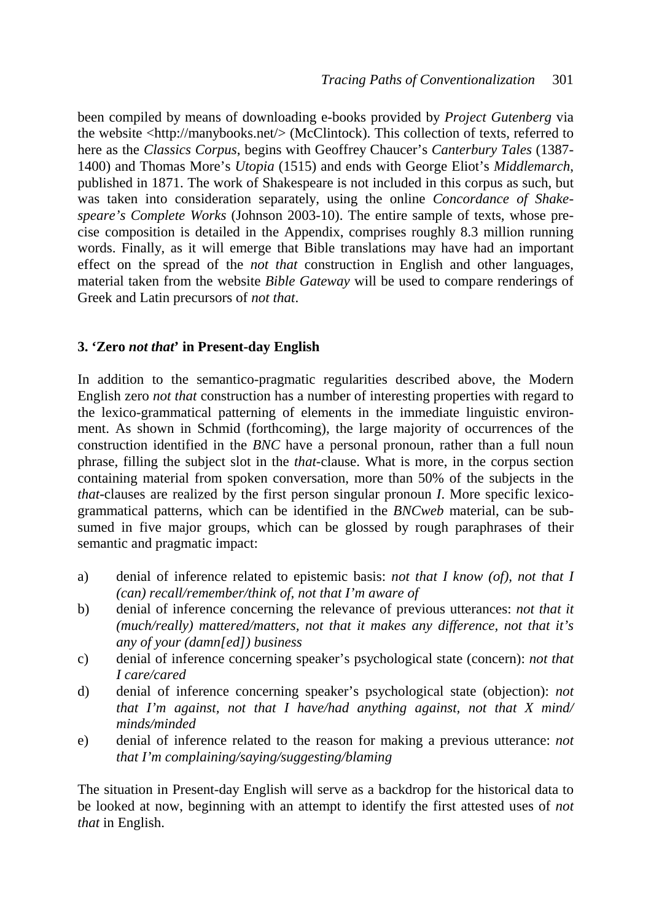been compiled by means of downloading e-books provided by *Project Gutenberg* via the website <http://manybooks.net/> (McClintock). This collection of texts, referred to here as the *Classics Corpus*, begins with Geoffrey Chaucer's *Canterbury Tales* (1387-1400) and Thomas More's *Utopia* (1515) and ends with George Eliot's *Middlemarch*, published in 1871. The work of Shakespeare is not included in this corpus as such, but was taken into consideration separately, using the online *Concordance of Shakespeare's Complete Works* (Johnson 2003-10). The entire sample of texts, whose precise composition is detailed in the Appendix, comprises roughly 8.3 million running words. Finally, as it will emerge that Bible translations may have had an important effect on the spread of the *not that* construction in English and other languages, material taken from the website *Bible Gateway* will be used to compare renderings of Greek and Latin precursors of *not that*.

## 3. 'Zero *not that*' in Present-day English

In addition to the semantico-pragmatic regularities described above, the Modern English zero *not that* construction has a number of interesting properties with regard to the lexico-grammatical patterning of elements in the immediate linguistic environment. As shown in Schmid (forthcoming), the large majority of occurrences of the construction identified in the *BNC* have a personal pronoun, rather than a full noun phrase, filling the subject slot in the *that*-clause. What is more, in the corpus section containing material from spoken conversation, more than 50% of the subjects in the *that*-clauses are realized by the first person singular pronoun *I*. More specific lexico-grammatical patterns, which can be identified in the *BNCweb* material, can be subsumed in five major groups, which can be glossed by rough paraphrases of their semantic and pragmatic impact:

a) denial of inference related to epistemic basis: *not that I know (of), not that I (can) recall/remember/think of, not that I'm aware of*
b) denial of inference concerning the relevance of previous utterances: *not that it (much/really) mattered/matters, not that it makes any difference, not that it's any of your (damn[ed]) business*
c) denial of inference concerning speaker's psychological state (concern): *not that I care/cared*
d) denial of inference concerning speaker's psychological state (objection): *not that I'm against, not that I have/had anything against, not that X mind/minds/minded*
e) denial of inference related to the reason for making a previous utterance: *not that I'm complaining/saying/suggesting/blaming*

The situation in Present-day English will serve as a backdrop for the historical data to be looked at now, beginning with an attempt to identify the first attested uses of *not that* in English.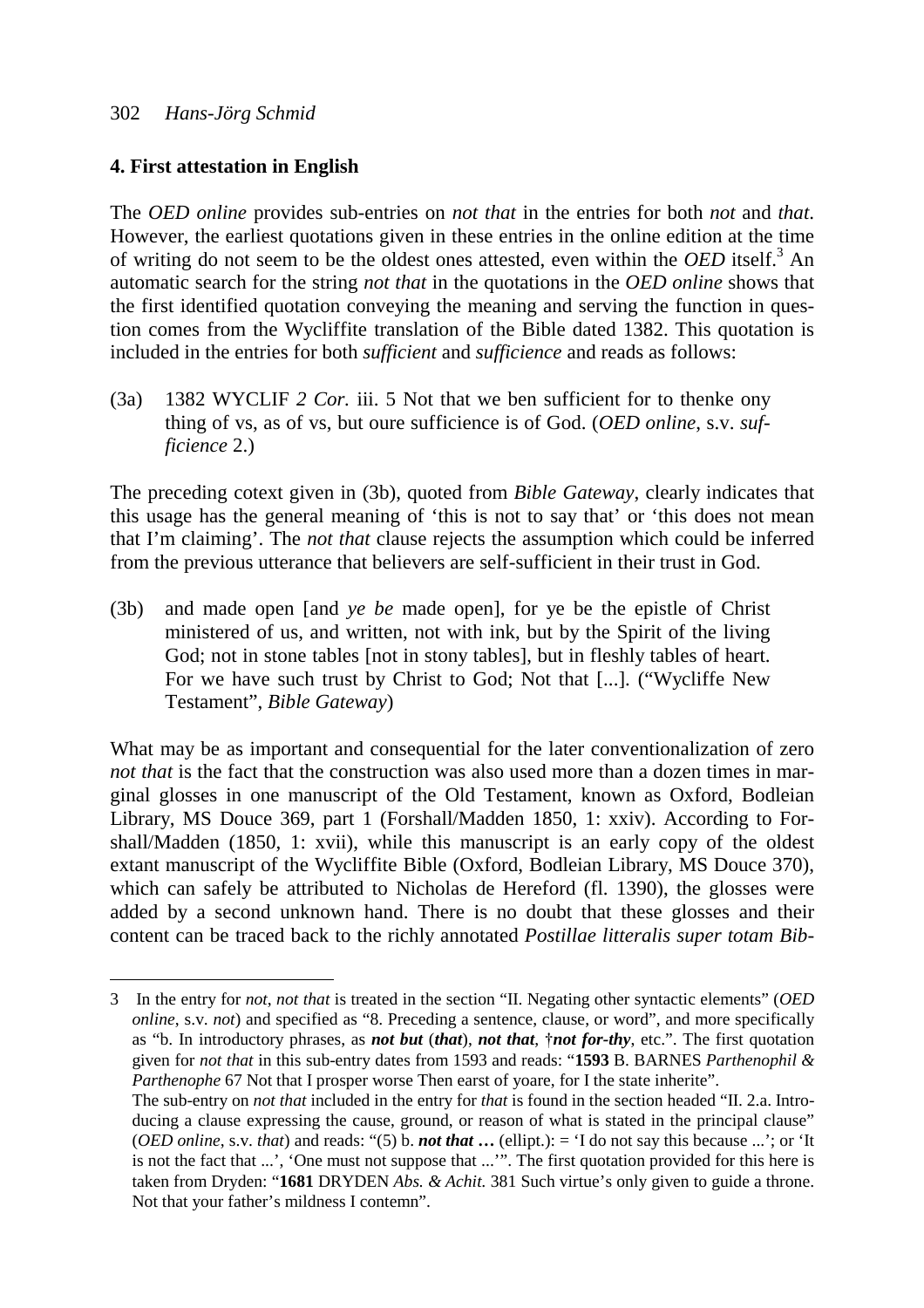## 4. First attestation in English

The *OED online* provides sub-entries on *not that* in the entries for both *not* and *that*. However, the earliest quotations given in these entries in the online edition at the time of writing do not seem to be the oldest ones attested, even within the *OED* itself.[3] An automatic search for the string *not that* in the quotations in the *OED online* shows that the first identified quotation conveying the meaning and serving the function in question comes from the Wycliffite translation of the Bible dated 1382. This quotation is included in the entries for both *sufficient* and *sufficience* and reads as follows:

(3a) 1382 WYCLIF *2 Cor.* iii. 5 Not that we ben sufficient for to thenke ony thing of vs, as of vs, but oure sufficience is of God. (*OED online*, s.v. *sufficience* 2.)

The preceding cotext given in (3b), quoted from *Bible Gateway*, clearly indicates that this usage has the general meaning of 'this is not to say that' or 'this does not mean that I'm claiming'. The *not that* clause rejects the assumption which could be inferred from the previous utterance that believers are self-sufficient in their trust in God.

(3b) and made open [and *ye be* made open], for ye be the epistle of Christ ministered of us, and written, not with ink, but by the Spirit of the living God; not in stone tables [not in stony tables], but in fleshly tables of heart. For we have such trust by Christ to God; Not that [...]. ("Wycliffe New Testament", *Bible Gateway*)

What may be as important and consequential for the later conventionalization of zero *not that* is the fact that the construction was also used more than a dozen times in marginal glosses in one manuscript of the Old Testament, known as Oxford, Bodleian Library, MS Douce 369, part 1 (Forshall/Madden 1850, 1: xxiv). According to Forshall/Madden (1850, 1: xvii), while this manuscript is an early copy of the oldest extant manuscript of the Wycliffite Bible (Oxford, Bodleian Library, MS Douce 370), which can safely be attributed to Nicholas de Hereford (fl. 1390), the glosses were added by a second unknown hand. There is no doubt that these glosses and their content can be traced back to the richly annotated *Postillae litteralis super totam Bib-*

---

3 In the entry for *not*, *not that* is treated in the section "II. Negating other syntactic elements" (*OED online*, s.v. *not*) and specified as "8. Preceding a sentence, clause, or word", and more specifically as "b. In introductory phrases, as ***not but*** (***that***), ***not that***, †***not for-thy***, etc.". The first quotation given for *not that* in this sub-entry dates from 1593 and reads: "**1593** B. BARNES *Parthenophil & Parthenophe* 67 Not that I prosper worse Then earst of yoare, for I the state inherite".
The sub-entry on *not that* included in the entry for *that* is found in the section headed "II. 2.a. Introducing a clause expressing the cause, ground, or reason of what is stated in the principal clause" (*OED online*, s.v. *that*) and reads: "(5) b. ***not that …*** (ellipt.): = 'I do not say this because ...'; or 'It is not the fact that ...', 'One must not suppose that ...'". The first quotation provided for this here is taken from Dryden: "**1681** DRYDEN *Abs. & Achit.* 381 Such virtue's only given to guide a throne. Not that your father's mildness I contemn".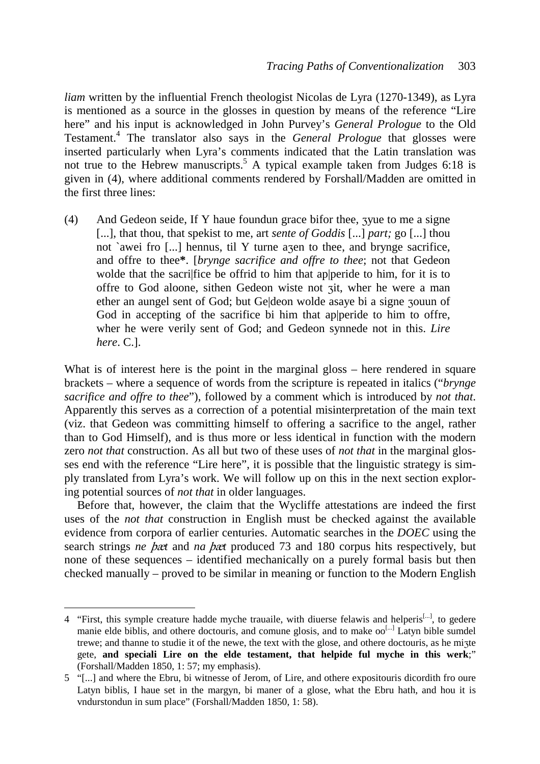*liam* written by the influential French theologist Nicolas de Lyra (1270-1349), as Lyra is mentioned as a source in the glosses in question by means of the reference "Lire here" and his input is acknowledged in John Purvey's *General Prologue* to the Old Testament.[4] The translator also says in the *General Prologue* that glosses were inserted particularly when Lyra's comments indicated that the Latin translation was not true to the Hebrew manuscripts.[5] A typical example taken from Judges 6:18 is given in (4), where additional comments rendered by Forshall/Madden are omitted in the first three lines:

(4) And Gedeon seide, If Y haue foundun grace bifor thee, ȝyue to me a signe [...], that thou, that spekist to me, art *sente of Goddis* [...] *part;* go [...] thou not `awei fro [...] hennus, til Y turne aȝen to thee, and brynge sacrifice, and offre to thee**\***. [*brynge sacrifice and offre to thee*; not that Gedeon wolde that the sacri|fice be offrid to him that ap|peride to him, for it is to offre to God aloone, sithen Gedeon wiste not ȝit, wher he were a man ether an aungel sent of God; but Ge|deon wolde asaye bi a signe ȝouun of God in accepting of the sacrifice bi him that ap|peride to him to offre, wher he were verily sent of God; and Gedeon synnede not in this. *Lire here*. C.].

What is of interest here is the point in the marginal gloss – here rendered in square brackets – where a sequence of words from the scripture is repeated in italics ("*brynge sacrifice and offre to thee*"), followed by a comment which is introduced by *not that*. Apparently this serves as a correction of a potential misinterpretation of the main text (viz. that Gedeon was committing himself to offering a sacrifice to the angel, rather than to God Himself), and is thus more or less identical in function with the modern zero *not that* construction. As all but two of these uses of *not that* in the marginal glosses end with the reference "Lire here", it is possible that the linguistic strategy is simply translated from Lyra's work. We will follow up on this in the next section exploring potential sources of *not that* in older languages.

Before that, however, the claim that the Wycliffe attestations are indeed the first uses of the *not that* construction in English must be checked against the available evidence from corpora of earlier centuries. Automatic searches in the *DOEC* using the search strings *ne þæt* and *na þæt* produced 73 and 180 corpus hits respectively, but none of these sequences – identified mechanically on a purely formal basis but then checked manually – proved to be similar in meaning or function to the Modern English

---

4 "First, this symple creature hadde myche trauaile, with diuerse felawis and helperis[...], to gedere manie elde biblis, and othere doctouris, and comune glosis, and to make oo[...] Latyn bible sumdel trewe; and thanne to studie it of the newe, the text with the glose, and othere doctouris, as he miȝte gete, **and speciali Lire on the elde testament, that helpide ful myche in this werk**;" (Forshall/Madden 1850, 1: 57; my emphasis).

5 "[...] and where the Ebru, bi witnesse of Jerom, of Lire, and othere expositouris dicordith fro oure Latyn biblis, I haue set in the margyn, bi maner of a glose, what the Ebru hath, and hou it is vndurstondun in sum place" (Forshall/Madden 1850, 1: 58).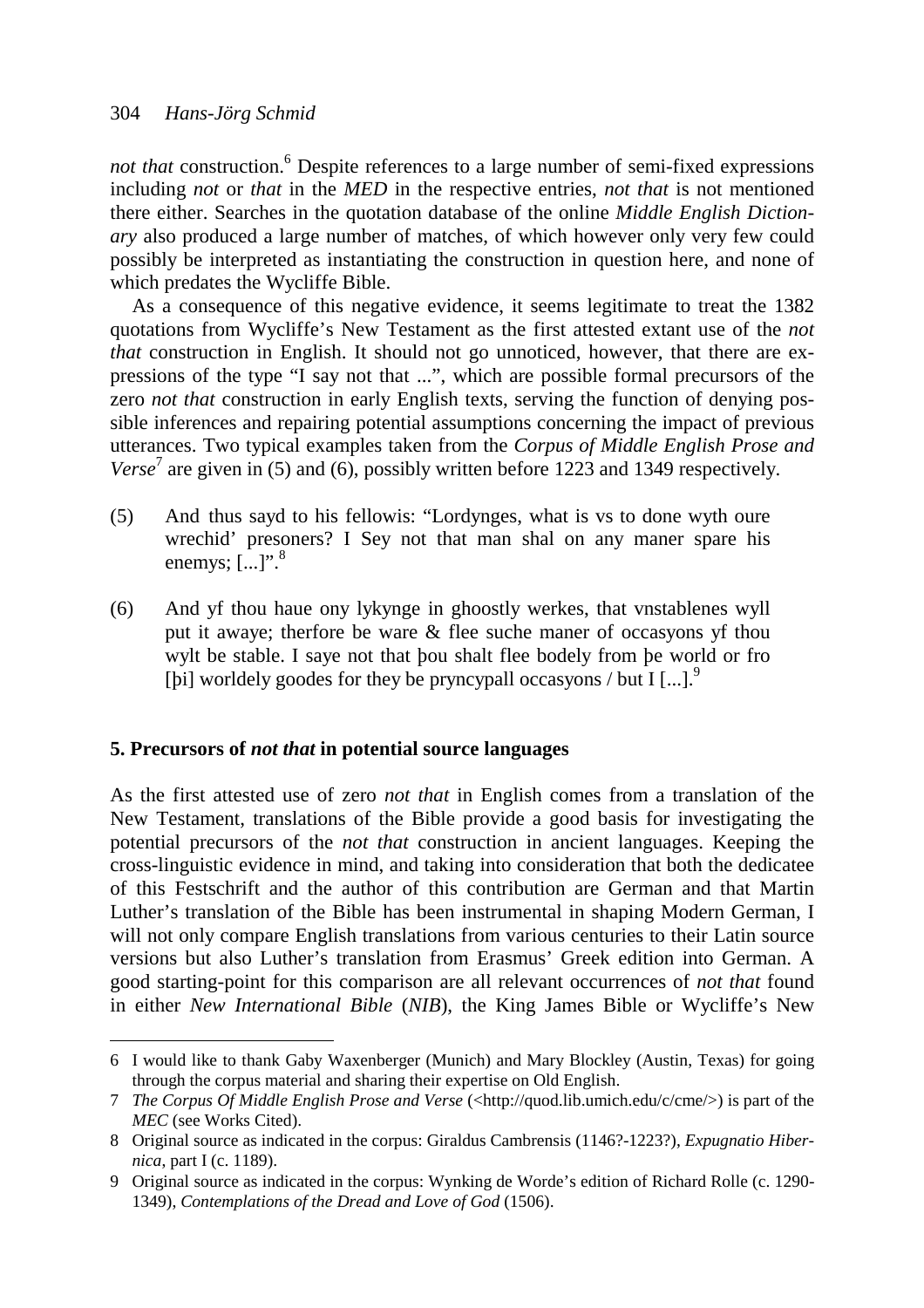*not that* construction.[6] Despite references to a large number of semi-fixed expressions including *not* or *that* in the *MED* in the respective entries, *not that* is not mentioned there either. Searches in the quotation database of the online *Middle English Dictionary* also produced a large number of matches, of which however only very few could possibly be interpreted as instantiating the construction in question here, and none of which predates the Wycliffe Bible.

As a consequence of this negative evidence, it seems legitimate to treat the 1382 quotations from Wycliffe's New Testament as the first attested extant use of the *not that* construction in English. It should not go unnoticed, however, that there are expressions of the type "I say not that ...", which are possible formal precursors of the zero *not that* construction in early English texts, serving the function of denying possible inferences and repairing potential assumptions concerning the impact of previous utterances. Two typical examples taken from the *Corpus of Middle English Prose and Verse*[7] are given in (5) and (6), possibly written before 1223 and 1349 respectively.

(5) And thus sayd to his fellowis: "Lordynges, what is vs to done wyth oure wrechid' presoners? I Sey not that man shal on any maner spare his enemys; [...]".[8]

(6) And yf thou haue ony lykynge in ghoostly werkes, that vnstablenes wyll put it awaye; therfore be ware & flee suche maner of occasyons yf thou wylt be stable. I saye not that þou shalt flee bodely from þe world or fro [þi] worldely goodes for they be pryncypall occasyons / but I [...].[9]

## 5. Precursors of *not that* in potential source languages

As the first attested use of zero *not that* in English comes from a translation of the New Testament, translations of the Bible provide a good basis for investigating the potential precursors of the *not that* construction in ancient languages. Keeping the cross-linguistic evidence in mind, and taking into consideration that both the dedicatee of this Festschrift and the author of this contribution are German and that Martin Luther's translation of the Bible has been instrumental in shaping Modern German, I will not only compare English translations from various centuries to their Latin source versions but also Luther's translation from Erasmus' Greek edition into German. A good starting-point for this comparison are all relevant occurrences of *not that* found in either *New International Bible* (*NIB*), the King James Bible or Wycliffe's New

---

6 I would like to thank Gaby Waxenberger (Munich) and Mary Blockley (Austin, Texas) for going through the corpus material and sharing their expertise on Old English.

7 *The Corpus Of Middle English Prose and Verse* (<http://quod.lib.umich.edu/c/cme/>) is part of the *MEC* (see Works Cited).

8 Original source as indicated in the corpus: Giraldus Cambrensis (1146?-1223?), *Expugnatio Hibernica*, part I (c. 1189).

9 Original source as indicated in the corpus: Wynking de Worde's edition of Richard Rolle (c. 1290-1349), *Contemplations of the Dread and Love of God* (1506).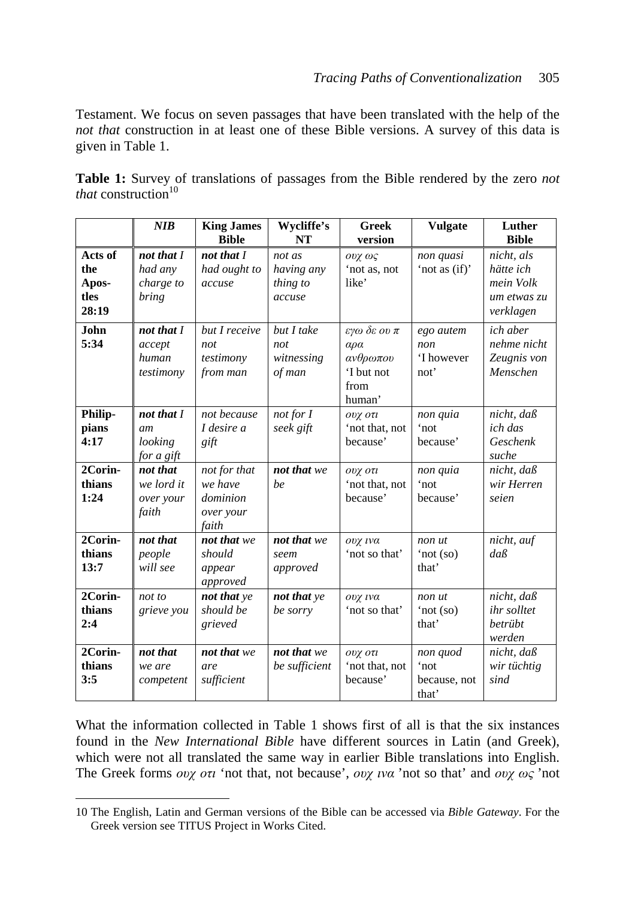Testament. We focus on seven passages that have been translated with the help of the *not that* construction in at least one of these Bible versions. A survey of this data is given in Table 1.

**Table 1:** Survey of translations of passages from the Bible rendered by the zero *not that* construction[10]

| | ***NIB*** | **King James Bible** | **Wycliffe's NT** | **Greek version** | **Vulgate** | **Luther Bible** |
|---|---|---|---|---|---|---|
| **Acts of the Apostles 28:19** | ***not that*** *I had any charge to bring* | ***not that*** *I had ought to accuse* | *not as having any thing to accuse* | *ουχ ως* 'not as, not like' | *non quasi* 'not as (if)' | *nicht, als hätte ich mein Volk um etwas zu verklagen* |
| **John 5:34** | ***not that*** *I accept human testimony* | *but I receive not testimony from man* | *but I take not witnessing of man* | *εγω δε ου π αρα ανθρωπου* 'I but not from human' | *ego autem non* 'I however not' | *ich aber nehme nicht Zeugnis von Menschen* |
| **Philippians 4:17** | ***not that*** *I am looking for a gift* | *not because I desire a gift* | *not for I seek gift* | *ουχ οτι* 'not that, not because' | *non quia* 'not because' | *nicht, daß ich das Geschenk suche* |
| **2Corinthians 1:24** | ***not that*** *we lord it over your faith* | *not for that we have dominion over your faith* | ***not that*** *we be* | *ουχ οτι* 'not that, not because' | *non quia* 'not because' | *nicht, daß wir Herren seien* |
| **2Corinthians 13:7** | ***not that*** *people will see* | ***not that*** *we should appear approved* | ***not that*** *we seem approved* | *ουχ ινα* 'not so that' | *non ut* 'not (so) that' | *nicht, auf daß* |
| **2Corinthians 2:4** | *not to grieve you* | ***not that*** *ye should be grieved* | ***not that*** *ye be sorry* | *ουχ ινα* 'not so that' | *non ut* 'not (so) that' | *nicht, daß ihr solltet betrübt werden* |
| **2Corinthians 3:5** | ***not that*** *we are competent* | ***not that*** *we are sufficient* | ***not that*** *we be sufficient* | *ουχ οτι* 'not that, not because' | *non quod* 'not because, not that' | *nicht, daß wir tüchtig sind* |

What the information collected in Table 1 shows first of all is that the six instances found in the *New International Bible* have different sources in Latin (and Greek), which were not all translated the same way in earlier Bible translations into English. The Greek forms *ουχ οτι* 'not that, not because', *ουχ ινα* 'not so that' and *ουχ ως* 'not

10 The English, Latin and German versions of the Bible can be accessed via *Bible Gateway*. For the Greek version see TITUS Project in Works Cited.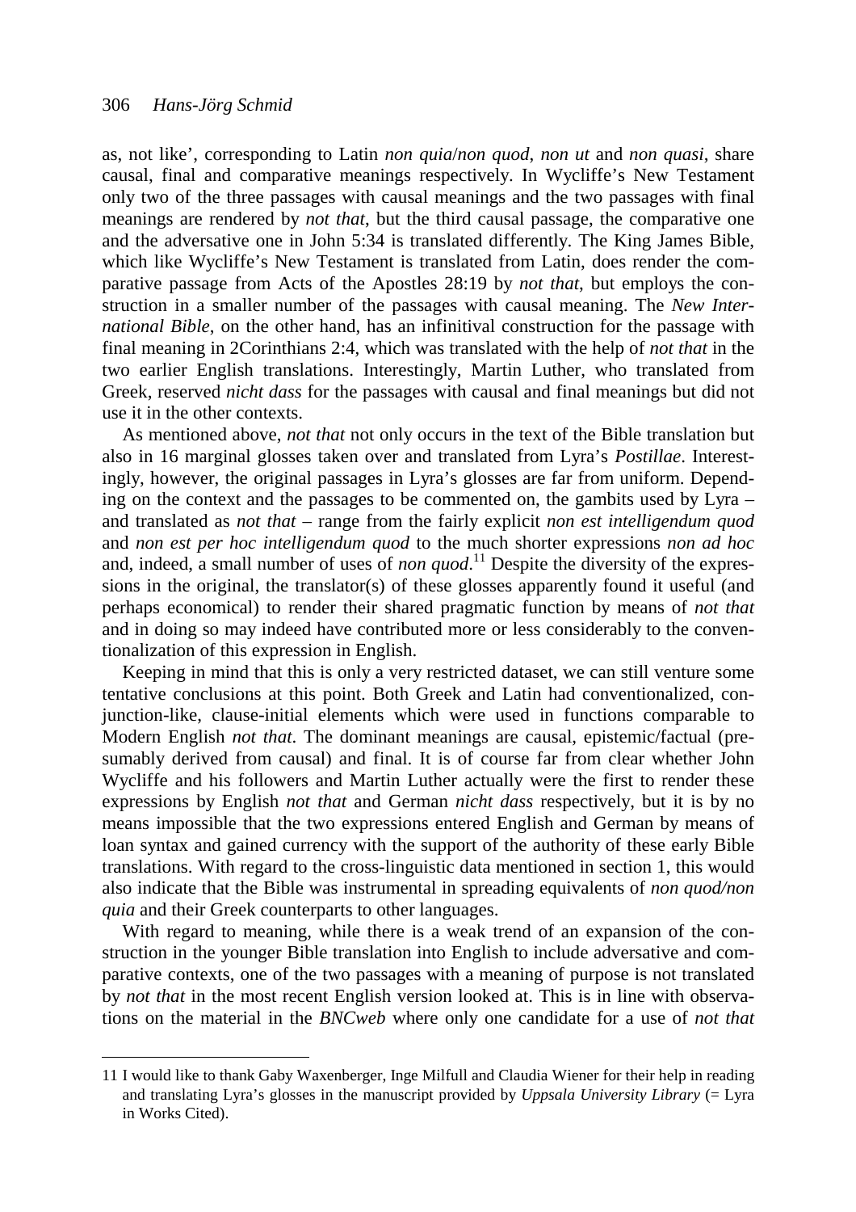as, not like', corresponding to Latin *non quia*/*non quod*, *non ut* and *non quasi*, share causal, final and comparative meanings respectively. In Wycliffe's New Testament only two of the three passages with causal meanings and the two passages with final meanings are rendered by *not that*, but the third causal passage, the comparative one and the adversative one in John 5:34 is translated differently. The King James Bible, which like Wycliffe's New Testament is translated from Latin, does render the comparative passage from Acts of the Apostles 28:19 by *not that*, but employs the construction in a smaller number of the passages with causal meaning. The *New International Bible*, on the other hand, has an infinitival construction for the passage with final meaning in 2Corinthians 2:4, which was translated with the help of *not that* in the two earlier English translations. Interestingly, Martin Luther, who translated from Greek, reserved *nicht dass* for the passages with causal and final meanings but did not use it in the other contexts.

As mentioned above, *not that* not only occurs in the text of the Bible translation but also in 16 marginal glosses taken over and translated from Lyra's *Postillae*. Interestingly, however, the original passages in Lyra's glosses are far from uniform. Depending on the context and the passages to be commented on, the gambits used by Lyra – and translated as *not that* – range from the fairly explicit *non est intelligendum quod* and *non est per hoc intelligendum quod* to the much shorter expressions *non ad hoc* and, indeed, a small number of uses of *non quod*.[11] Despite the diversity of the expressions in the original, the translator(s) of these glosses apparently found it useful (and perhaps economical) to render their shared pragmatic function by means of *not that* and in doing so may indeed have contributed more or less considerably to the conventionalization of this expression in English.

Keeping in mind that this is only a very restricted dataset, we can still venture some tentative conclusions at this point. Both Greek and Latin had conventionalized, conjunction-like, clause-initial elements which were used in functions comparable to Modern English *not that*. The dominant meanings are causal, epistemic/factual (presumably derived from causal) and final. It is of course far from clear whether John Wycliffe and his followers and Martin Luther actually were the first to render these expressions by English *not that* and German *nicht dass* respectively, but it is by no means impossible that the two expressions entered English and German by means of loan syntax and gained currency with the support of the authority of these early Bible translations. With regard to the cross-linguistic data mentioned in section 1, this would also indicate that the Bible was instrumental in spreading equivalents of *non quod/non quia* and their Greek counterparts to other languages.

With regard to meaning, while there is a weak trend of an expansion of the construction in the younger Bible translation into English to include adversative and comparative contexts, one of the two passages with a meaning of purpose is not translated by *not that* in the most recent English version looked at. This is in line with observations on the material in the *BNCweb* where only one candidate for a use of *not that*

---

11 I would like to thank Gaby Waxenberger, Inge Milfull and Claudia Wiener for their help in reading and translating Lyra's glosses in the manuscript provided by *Uppsala University Library* (= Lyra in Works Cited).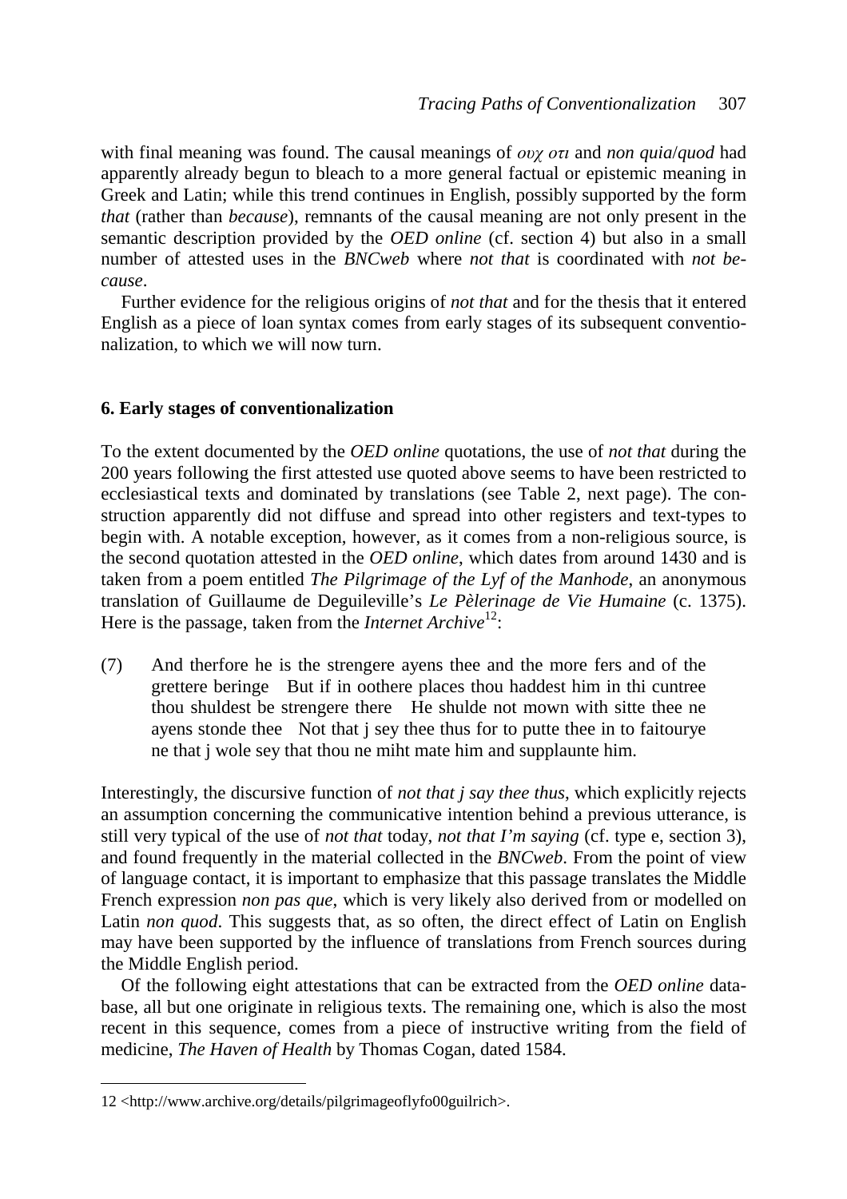with final meaning was found. The causal meanings of *ουχ οτι* and *non quia*/*quod* had apparently already begun to bleach to a more general factual or epistemic meaning in Greek and Latin; while this trend continues in English, possibly supported by the form *that* (rather than *because*), remnants of the causal meaning are not only present in the semantic description provided by the *OED online* (cf. section 4) but also in a small number of attested uses in the *BNCweb* where *not that* is coordinated with *not because*.

Further evidence for the religious origins of *not that* and for the thesis that it entered English as a piece of loan syntax comes from early stages of its subsequent conventionalization, to which we will now turn.

## 6. Early stages of conventionalization

To the extent documented by the *OED online* quotations, the use of *not that* during the 200 years following the first attested use quoted above seems to have been restricted to ecclesiastical texts and dominated by translations (see Table 2, next page). The construction apparently did not diffuse and spread into other registers and text-types to begin with. A notable exception, however, as it comes from a non-religious source, is the second quotation attested in the *OED online*, which dates from around 1430 and is taken from a poem entitled *The Pilgrimage of the Lyf of the Manhode*, an anonymous translation of Guillaume de Deguileville's *Le Pèlerinage de Vie Humaine* (c. 1375). Here is the passage, taken from the *Internet Archive*[12]:

(7) And therfore he is the strengere ayens thee and the more fers and of the grettere beringe But if in oothere places thou haddest him in thi cuntree thou shuldest be strengere there He shulde not mown with sitte thee ne ayens stonde thee Not that j sey thee thus for to putte thee in to faitourye ne that j wole sey that thou ne miht mate him and supplaunte him.

Interestingly, the discursive function of *not that j say thee thus*, which explicitly rejects an assumption concerning the communicative intention behind a previous utterance, is still very typical of the use of *not that* today, *not that I'm saying* (cf. type e, section 3), and found frequently in the material collected in the *BNCweb*. From the point of view of language contact, it is important to emphasize that this passage translates the Middle French expression *non pas que*, which is very likely also derived from or modelled on Latin *non quod*. This suggests that, as so often, the direct effect of Latin on English may have been supported by the influence of translations from French sources during the Middle English period.

Of the following eight attestations that can be extracted from the *OED online* database, all but one originate in religious texts. The remaining one, which is also the most recent in this sequence, comes from a piece of instructive writing from the field of medicine, *The Haven of Health* by Thomas Cogan, dated 1584.

---

12 <http://www.archive.org/details/pilgrimageoflyfo00guilrich>.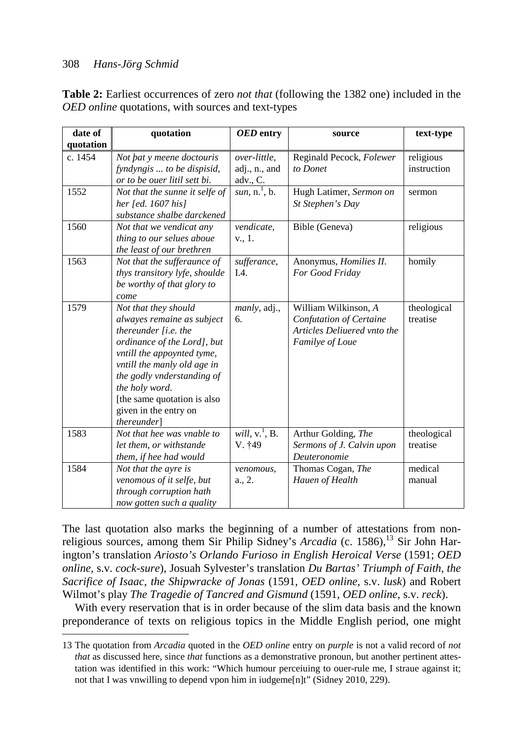**Table 2:** Earliest occurrences of zero *not that* (following the 1382 one) included in the *OED online* quotations, with sources and text-types

| date of quotation | quotation | *OED* entry | source | text-type |
|---|---|---|---|---|
| c. 1454 | *Not þat y meene doctouris fyndyngis ... to be dispisid, or to be ouer litil sett bi.* | *over-little*, adj., n., and adv., C. | Reginald Pecock, *Folewer to Donet* | religious instruction |
| 1552 | *Not that the sunne it selfe of her [ed. 1607 his] substance shalbe darckened* | *sun*, n.[1], b. | Hugh Latimer, *Sermon on St Stephen's Day* | sermon |
| 1560 | *Not that we vendicat any thing to our selues aboue the least of our brethren* | *vendicate*, v., 1. | Bible (Geneva) | religious |
| 1563 | *Not that the sufferaunce of thys transitory lyfe, shoulde be worthy of that glory to come* | *sufferance*, I.4. | Anonymus, *Homilies II. For Good Friday* | homily |
| 1579 | *Not that they should alwayes remaine as subject thereunder [i.e. the ordinance of the Lord], but vntill the appoynted tyme, vntill the manly old age in the godly vnderstanding of the holy word.* [the same quotation is also given in the entry on *thereunder*] | *manly*, adj., 6. | William Wilkinson, *A Confutation of Certaine Articles Deliuered vnto the Familye of Loue* | theological treatise |
| 1583 | *Not that hee was vnable to let them, or withstande them, if hee had would* | *will*, v.[1], B. V. †49 | Arthur Golding, *The Sermons of J. Calvin upon Deuteronomie* | theological treatise |
| 1584 | *Not that the ayre is venomous of it selfe, but through corruption hath now gotten such a quality* | *venomous*, a., 2. | Thomas Cogan, *The Hauen of Health* | medical manual |

The last quotation also marks the beginning of a number of attestations from non-religious sources, among them Sir Philip Sidney's *Arcadia* (c. 1586),[13] Sir John Harington's translation *Ariosto's Orlando Furioso in English Heroical Verse* (1591; *OED online*, s.v. *cock-sure*), Josuah Sylvester's translation *Du Bartas' Triumph of Faith, the Sacrifice of Isaac, the Shipwracke of Jonas* (1591, *OED online*, s.v. *lusk*) and Robert Wilmot's play *The Tragedie of Tancred and Gismund* (1591, *OED online*, s.v. *reck*).

With every reservation that is in order because of the slim data basis and the known preponderance of texts on religious topics in the Middle English period, one might

13 The quotation from *Arcadia* quoted in the *OED online* entry on *purple* is not a valid record of *not that* as discussed here, since *that* functions as a demonstrative pronoun, but another pertinent attestation was identified in this work: "Which humour perceiuing to ouer-rule me, I straue against it; not that I was vnwilling to depend vpon him in iudgeme[n]t" (Sidney 2010, 229).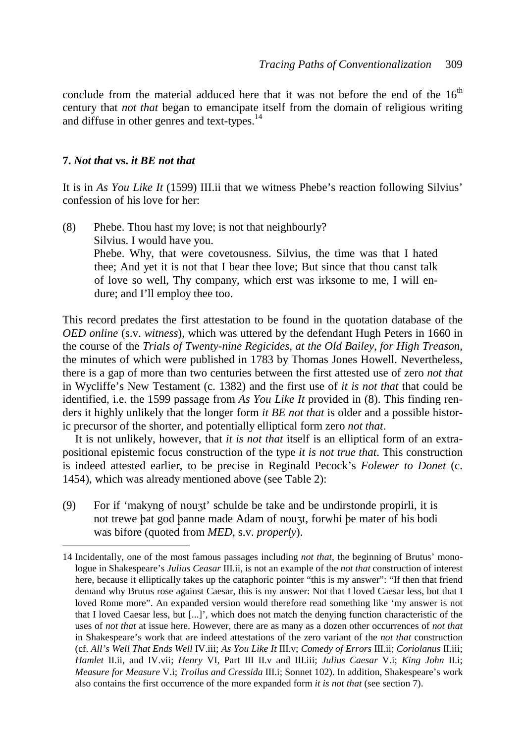conclude from the material adduced here that it was not before the end of the 16th century that *not that* began to emancipate itself from the domain of religious writing and diffuse in other genres and text-types.[14]

## 7. *Not that* vs. *it BE not that*

It is in *As You Like It* (1599) III.ii that we witness Phebe's reaction following Silvius' confession of his love for her:

(8) Phebe. Thou hast my love; is not that neighbourly?
Silvius. I would have you.
Phebe. Why, that were covetousness. Silvius, the time was that I hated thee; And yet it is not that I bear thee love; But since that thou canst talk of love so well, Thy company, which erst was irksome to me, I will endure; and I'll employ thee too.

This record predates the first attestation to be found in the quotation database of the *OED online* (s.v. *witness*), which was uttered by the defendant Hugh Peters in 1660 in the course of the *Trials of Twenty-nine Regicides, at the Old Bailey, for High Treason*, the minutes of which were published in 1783 by Thomas Jones Howell. Nevertheless, there is a gap of more than two centuries between the first attested use of zero *not that* in Wycliffe's New Testament (c. 1382) and the first use of *it is not that* that could be identified, i.e. the 1599 passage from *As You Like It* provided in (8). This finding renders it highly unlikely that the longer form *it BE not that* is older and a possible historic precursor of the shorter, and potentially elliptical form zero *not that*.

It is not unlikely, however, that *it is not that* itself is an elliptical form of an extrapositional epistemic focus construction of the type *it is not true that*. This construction is indeed attested earlier, to be precise in Reginald Pecock's *Folewer to Donet* (c. 1454), which was already mentioned above (see Table 2):

(9) For if 'makyng of nouȝt' schulde be take and be undirstonde propirli, it is not trewe þat god þanne made Adam of nouȝt, forwhi þe mater of his bodi was bifore (quoted from *MED*, s.v. *properly*).

14 Incidentally, one of the most famous passages including *not that*, the beginning of Brutus' monologue in Shakespeare's *Julius Ceasar* III.ii, is not an example of the *not that* construction of interest here, because it elliptically takes up the cataphoric pointer "this is my answer": "If then that friend demand why Brutus rose against Caesar, this is my answer: Not that I loved Caesar less, but that I loved Rome more". An expanded version would therefore read something like 'my answer is not that I loved Caesar less, but [...]', which does not match the denying function characteristic of the uses of *not that* at issue here. However, there are as many as a dozen other occurrences of *not that* in Shakespeare's work that are indeed attestations of the zero variant of the *not that* construction (cf. *All's Well That Ends Well* IV.iii; *As You Like It* III.v; *Comedy of Errors* III.ii; *Coriolanus* II.iii; *Hamlet* II.ii, and IV.vii; *Henry* VI, Part III II.v and III.iii; *Julius Caesar* V.i; *King John* II.i; *Measure for Measure* V.i; *Troilus and Cressida* III.i; Sonnet 102). In addition, Shakespeare's work also contains the first occurrence of the more expanded form *it is not that* (see section 7).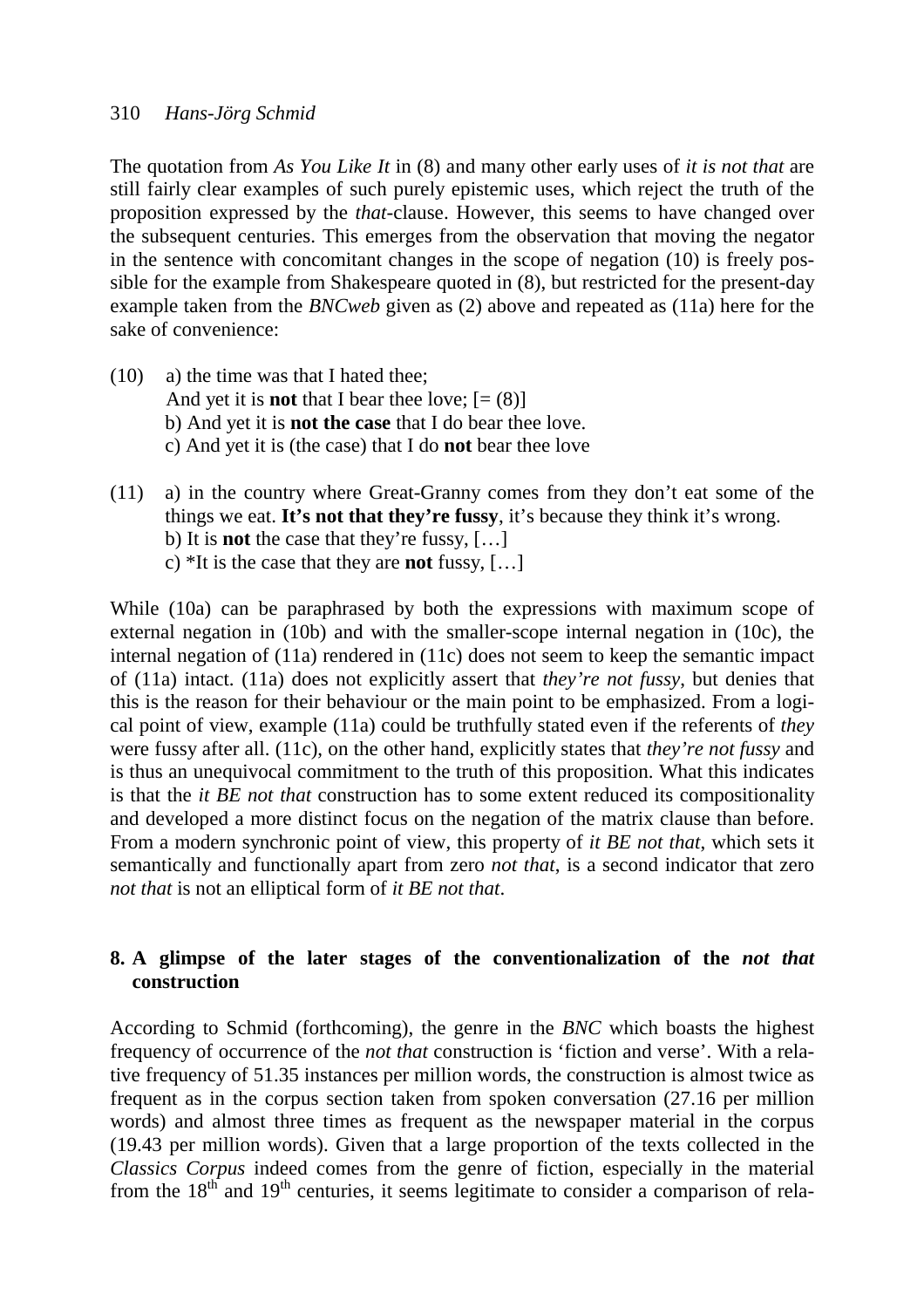The quotation from *As You Like It* in (8) and many other early uses of *it is not that* are still fairly clear examples of such purely epistemic uses, which reject the truth of the proposition expressed by the *that*-clause. However, this seems to have changed over the subsequent centuries. This emerges from the observation that moving the negator in the sentence with concomitant changes in the scope of negation (10) is freely possible for the example from Shakespeare quoted in (8), but restricted for the present-day example taken from the *BNCweb* given as (2) above and repeated as (11a) here for the sake of convenience:

(10) a) the time was that I hated thee;
And yet it is **not** that I bear thee love; [= (8)]
b) And yet it is **not the case** that I do bear thee love.
c) And yet it is (the case) that I do **not** bear thee love

(11) a) in the country where Great-Granny comes from they don't eat some of the things we eat. **It's not that they're fussy**, it's because they think it's wrong.
b) It is **not** the case that they're fussy, […]
c) *It is the case that they are **not** fussy, […]

While (10a) can be paraphrased by both the expressions with maximum scope of external negation in (10b) and with the smaller-scope internal negation in (10c), the internal negation of (11a) rendered in (11c) does not seem to keep the semantic impact of (11a) intact. (11a) does not explicitly assert that *they're not fussy*, but denies that this is the reason for their behaviour or the main point to be emphasized. From a logical point of view, example (11a) could be truthfully stated even if the referents of *they* were fussy after all. (11c), on the other hand, explicitly states that *they're not fussy* and is thus an unequivocal commitment to the truth of this proposition. What this indicates is that the *it BE not that* construction has to some extent reduced its compositionality and developed a more distinct focus on the negation of the matrix clause than before. From a modern synchronic point of view, this property of *it BE not that*, which sets it semantically and functionally apart from zero *not that*, is a second indicator that zero *not that* is not an elliptical form of *it BE not that*.

## 8. A glimpse of the later stages of the conventionalization of the *not that* construction

According to Schmid (forthcoming), the genre in the *BNC* which boasts the highest frequency of occurrence of the *not that* construction is 'fiction and verse'. With a relative frequency of 51.35 instances per million words, the construction is almost twice as frequent as in the corpus section taken from spoken conversation (27.16 per million words) and almost three times as frequent as the newspaper material in the corpus (19.43 per million words). Given that a large proportion of the texts collected in the *Classics Corpus* indeed comes from the genre of fiction, especially in the material from the 18th and 19th centuries, it seems legitimate to consider a comparison of rela-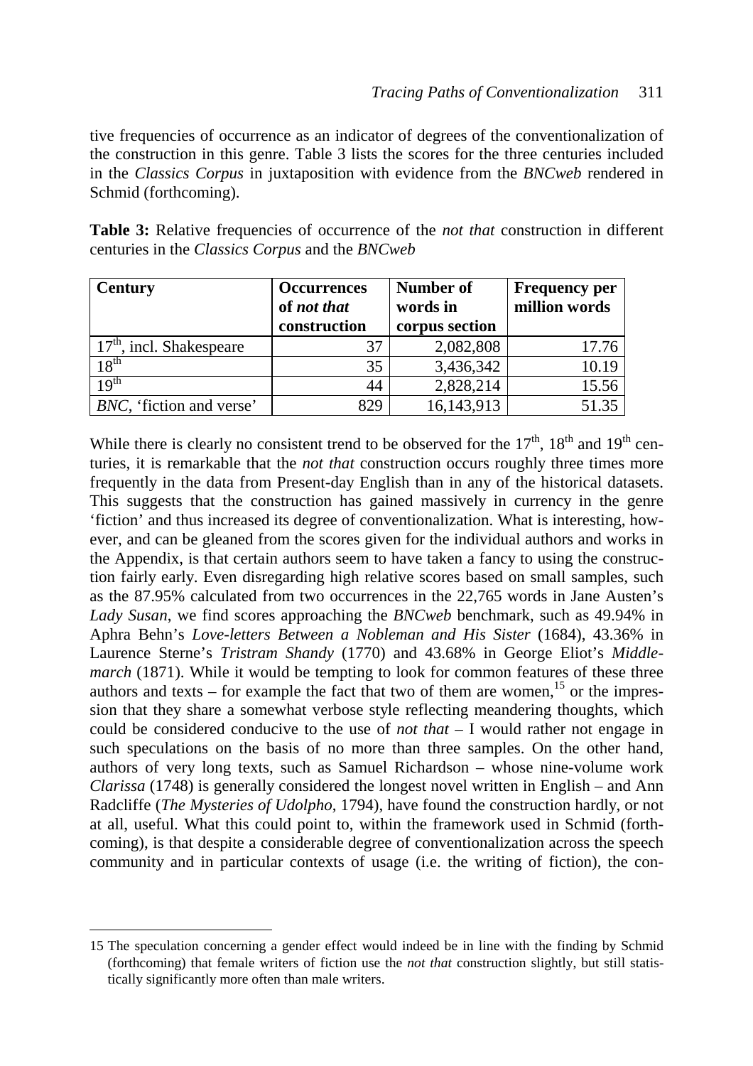tive frequencies of occurrence as an indicator of degrees of the conventionalization of the construction in this genre. Table 3 lists the scores for the three centuries included in the *Classics Corpus* in juxtaposition with evidence from the *BNCweb* rendered in Schmid (forthcoming).

**Table 3:** Relative frequencies of occurrence of the *not that* construction in different centuries in the *Classics Corpus* and the *BNCweb*

| **Century** | **Occurrences of *not that* construction** | **Number of words in corpus section** | **Frequency per million words** |
|---|---|---|---|
| 17th, incl. Shakespeare | 37 | 2,082,808 | 17.76 |
| 18th | 35 | 3,436,342 | 10.19 |
| 19th | 44 | 2,828,214 | 15.56 |
| *BNC*, 'fiction and verse' | 829 | 16,143,913 | 51.35 |

While there is clearly no consistent trend to be observed for the 17th, 18th and 19th centuries, it is remarkable that the *not that* construction occurs roughly three times more frequently in the data from Present-day English than in any of the historical datasets. This suggests that the construction has gained massively in currency in the genre 'fiction' and thus increased its degree of conventionalization. What is interesting, however, and can be gleaned from the scores given for the individual authors and works in the Appendix, is that certain authors seem to have taken a fancy to using the construction fairly early. Even disregarding high relative scores based on small samples, such as the 87.95% calculated from two occurrences in the 22,765 words in Jane Austen's *Lady Susan*, we find scores approaching the *BNCweb* benchmark, such as 49.94% in Aphra Behn's *Love-letters Between a Nobleman and His Sister* (1684), 43.36% in Laurence Sterne's *Tristram Shandy* (1770) and 43.68% in George Eliot's *Middlemarch* (1871). While it would be tempting to look for common features of these three authors and texts – for example the fact that two of them are women,[15] or the impression that they share a somewhat verbose style reflecting meandering thoughts, which could be considered conducive to the use of *not that* – I would rather not engage in such speculations on the basis of no more than three samples. On the other hand, authors of very long texts, such as Samuel Richardson – whose nine-volume work *Clarissa* (1748) is generally considered the longest novel written in English – and Ann Radcliffe (*The Mysteries of Udolpho*, 1794), have found the construction hardly, or not at all, useful. What this could point to, within the framework used in Schmid (forthcoming), is that despite a considerable degree of conventionalization across the speech community and in particular contexts of usage (i.e. the writing of fiction), the con-

15 The speculation concerning a gender effect would indeed be in line with the finding by Schmid (forthcoming) that female writers of fiction use the *not that* construction slightly, but still statistically significantly more often than male writers.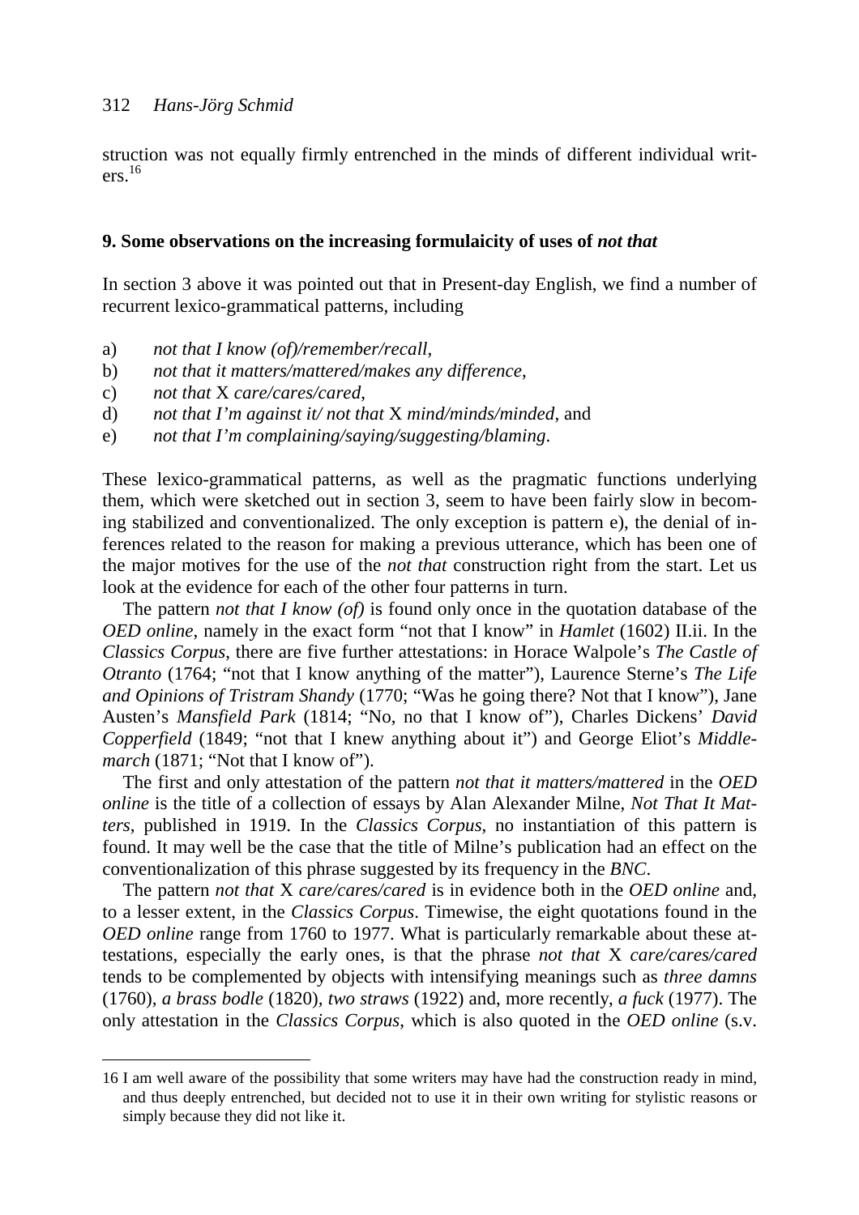struction was not equally firmly entrenched in the minds of different individual writers.[16]

## 9. Some observations on the increasing formulaicity of uses of *not that*

In section 3 above it was pointed out that in Present-day English, we find a number of recurrent lexico-grammatical patterns, including

a) *not that I know (of)/remember/recall*,
b) *not that it matters/mattered/makes any difference*,
c) *not that* X *care/cares/cared*,
d) *not that I'm against it/ not that* X *mind/minds/minded*, and
e) *not that I'm complaining/saying/suggesting/blaming*.

These lexico-grammatical patterns, as well as the pragmatic functions underlying them, which were sketched out in section 3, seem to have been fairly slow in becoming stabilized and conventionalized. The only exception is pattern e), the denial of inferences related to the reason for making a previous utterance, which has been one of the major motives for the use of the *not that* construction right from the start. Let us look at the evidence for each of the other four patterns in turn.

The pattern *not that I know (of)* is found only once in the quotation database of the *OED online*, namely in the exact form "not that I know" in *Hamlet* (1602) II.ii. In the *Classics Corpus*, there are five further attestations: in Horace Walpole's *The Castle of Otranto* (1764; "not that I know anything of the matter"), Laurence Sterne's *The Life and Opinions of Tristram Shandy* (1770; "Was he going there? Not that I know"), Jane Austen's *Mansfield Park* (1814; "No, no that I know of"), Charles Dickens' *David Copperfield* (1849; "not that I knew anything about it") and George Eliot's *Middlemarch* (1871; "Not that I know of").

The first and only attestation of the pattern *not that it matters/mattered* in the *OED online* is the title of a collection of essays by Alan Alexander Milne, *Not That It Matters*, published in 1919. In the *Classics Corpus*, no instantiation of this pattern is found. It may well be the case that the title of Milne's publication had an effect on the conventionalization of this phrase suggested by its frequency in the *BNC*.

The pattern *not that* X *care/cares/cared* is in evidence both in the *OED online* and, to a lesser extent, in the *Classics Corpus*. Timewise, the eight quotations found in the *OED online* range from 1760 to 1977. What is particularly remarkable about these attestations, especially the early ones, is that the phrase *not that* X *care/cares/cared* tends to be complemented by objects with intensifying meanings such as *three damns* (1760), *a brass bodle* (1820), *two straws* (1922) and, more recently, *a fuck* (1977). The only attestation in the *Classics Corpus*, which is also quoted in the *OED online* (s.v.

---

16 I am well aware of the possibility that some writers may have had the construction ready in mind, and thus deeply entrenched, but decided not to use it in their own writing for stylistic reasons or simply because they did not like it.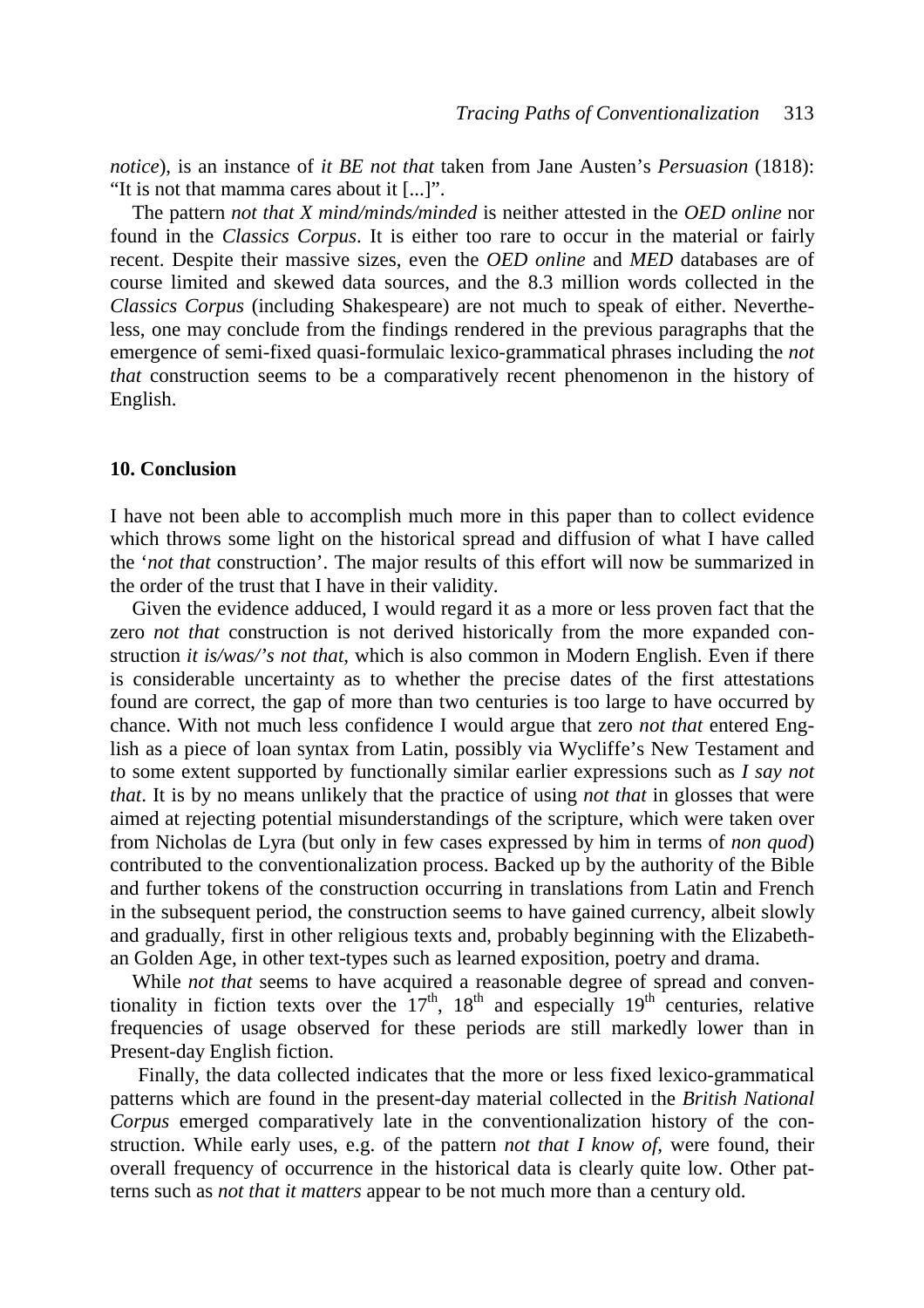*notice*), is an instance of *it BE not that* taken from Jane Austen's *Persuasion* (1818): "It is not that mamma cares about it [...]".

The pattern *not that X mind/minds/minded* is neither attested in the *OED online* nor found in the *Classics Corpus*. It is either too rare to occur in the material or fairly recent. Despite their massive sizes, even the *OED online* and *MED* databases are of course limited and skewed data sources, and the 8.3 million words collected in the *Classics Corpus* (including Shakespeare) are not much to speak of either. Nevertheless, one may conclude from the findings rendered in the previous paragraphs that the emergence of semi-fixed quasi-formulaic lexico-grammatical phrases including the *not that* construction seems to be a comparatively recent phenomenon in the history of English.

## 10. Conclusion

I have not been able to accomplish much more in this paper than to collect evidence which throws some light on the historical spread and diffusion of what I have called the '*not that* construction'. The major results of this effort will now be summarized in the order of the trust that I have in their validity.

Given the evidence adduced, I would regard it as a more or less proven fact that the zero *not that* construction is not derived historically from the more expanded construction *it is/was/'s not that*, which is also common in Modern English. Even if there is considerable uncertainty as to whether the precise dates of the first attestations found are correct, the gap of more than two centuries is too large to have occurred by chance. With not much less confidence I would argue that zero *not that* entered English as a piece of loan syntax from Latin, possibly via Wycliffe's New Testament and to some extent supported by functionally similar earlier expressions such as *I say not that*. It is by no means unlikely that the practice of using *not that* in glosses that were aimed at rejecting potential misunderstandings of the scripture, which were taken over from Nicholas de Lyra (but only in few cases expressed by him in terms of *non quod*) contributed to the conventionalization process. Backed up by the authority of the Bible and further tokens of the construction occurring in translations from Latin and French in the subsequent period, the construction seems to have gained currency, albeit slowly and gradually, first in other religious texts and, probably beginning with the Elizabethan Golden Age, in other text-types such as learned exposition, poetry and drama.

While *not that* seems to have acquired a reasonable degree of spread and conventionality in fiction texts over the 17th, 18th and especially 19th centuries, relative frequencies of usage observed for these periods are still markedly lower than in Present-day English fiction.

Finally, the data collected indicates that the more or less fixed lexico-grammatical patterns which are found in the present-day material collected in the *British National Corpus* emerged comparatively late in the conventionalization history of the construction. While early uses, e.g. of the pattern *not that I know of*, were found, their overall frequency of occurrence in the historical data is clearly quite low. Other patterns such as *not that it matters* appear to be not much more than a century old.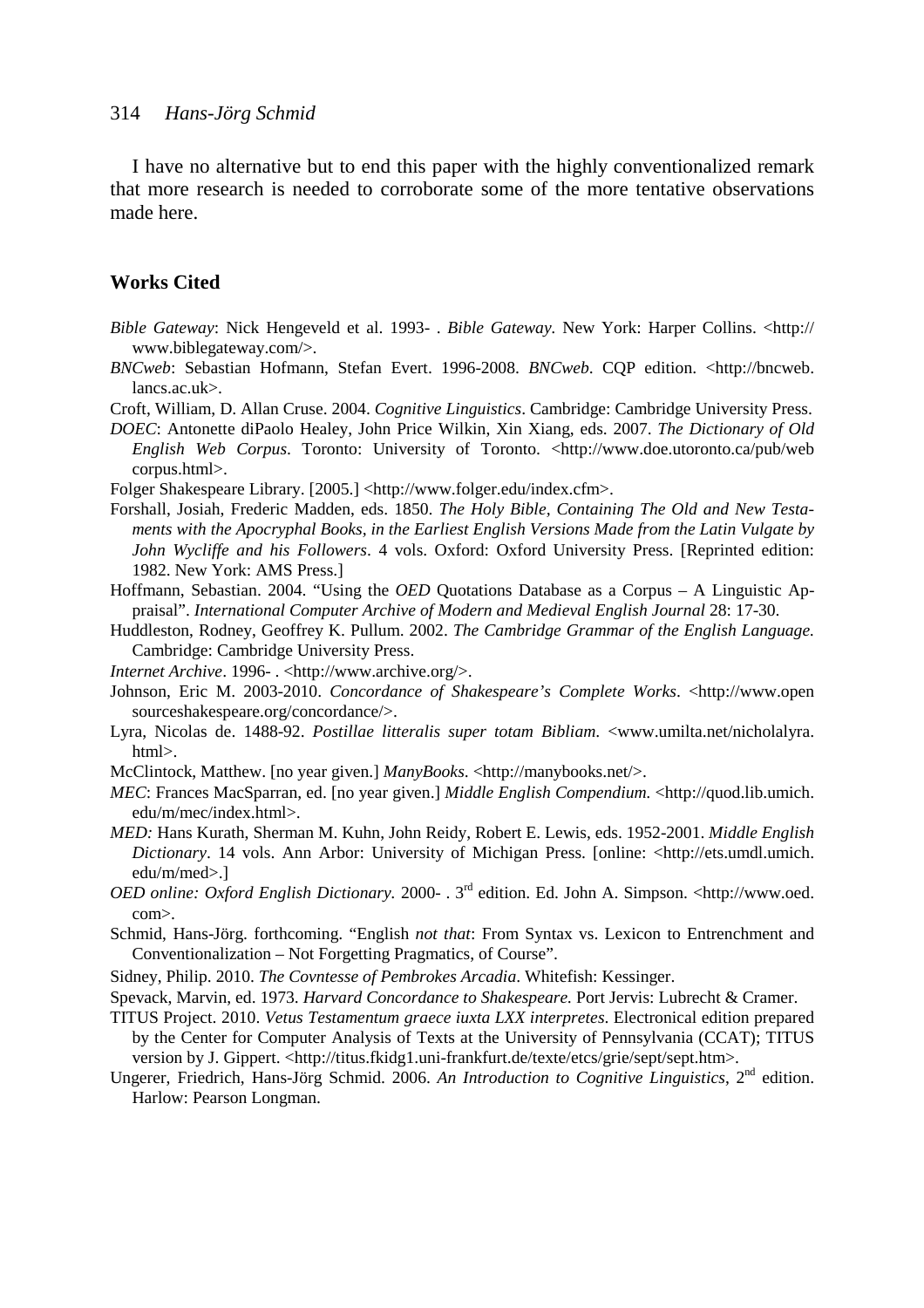I have no alternative but to end this paper with the highly conventionalized remark that more research is needed to corroborate some of the more tentative observations made here.

## Works Cited

*Bible Gateway*: Nick Hengeveld et al. 1993- . *Bible Gateway*. New York: Harper Collins. <http://www.biblegateway.com/>.

*BNCweb*: Sebastian Hofmann, Stefan Evert. 1996-2008. *BNCweb*. CQP edition. <http://bncweb.lancs.ac.uk>.

Croft, William, D. Allan Cruse. 2004. *Cognitive Linguistics*. Cambridge: Cambridge University Press.

*DOEC*: Antonette diPaolo Healey, John Price Wilkin, Xin Xiang, eds. 2007. *The Dictionary of Old English Web Corpus*. Toronto: University of Toronto. <http://www.doe.utoronto.ca/pub/webcorpus.html>.

Folger Shakespeare Library. [2005.] <http://www.folger.edu/index.cfm>.

Forshall, Josiah, Frederic Madden, eds. 1850. *The Holy Bible, Containing The Old and New Testaments with the Apocryphal Books, in the Earliest English Versions Made from the Latin Vulgate by John Wycliffe and his Followers*. 4 vols. Oxford: Oxford University Press. [Reprinted edition: 1982. New York: AMS Press.]

Hoffmann, Sebastian. 2004. "Using the *OED* Quotations Database as a Corpus – A Linguistic Appraisal". *International Computer Archive of Modern and Medieval English Journal* 28: 17-30.

Huddleston, Rodney, Geoffrey K. Pullum. 2002. *The Cambridge Grammar of the English Language.* Cambridge: Cambridge University Press.

*Internet Archive*. 1996- . <http://www.archive.org/>.

Johnson, Eric M. 2003-2010. *Concordance of Shakespeare's Complete Works*. <http://www.opensourceshakespeare.org/concordance/>.

Lyra, Nicolas de. 1488-92. *Postillae litteralis super totam Bibliam*. <www.umilta.net/nicholalyra.html>.

McClintock, Matthew. [no year given.] *ManyBooks*. <http://manybooks.net/>.

*MEC*: Frances MacSparran, ed. [no year given.] *Middle English Compendium*. <http://quod.lib.umich.edu/m/mec/index.html>.

*MED:* Hans Kurath, Sherman M. Kuhn, John Reidy, Robert E. Lewis, eds. 1952-2001. *Middle English Dictionary*. 14 vols. Ann Arbor: University of Michigan Press. [online: <http://ets.umdl.umich.edu/m/med>.]

*OED online: Oxford English Dictionary*. 2000- . 3rd edition. Ed. John A. Simpson. <http://www.oed.com>.

Schmid, Hans-Jörg. forthcoming. "English *not that*: From Syntax vs. Lexicon to Entrenchment and Conventionalization – Not Forgetting Pragmatics, of Course".

Sidney, Philip. 2010. *The Covntesse of Pembrokes Arcadia*. Whitefish: Kessinger.

Spevack, Marvin, ed. 1973. *Harvard Concordance to Shakespeare.* Port Jervis: Lubrecht & Cramer.

TITUS Project. 2010. *Vetus Testamentum graece iuxta LXX interpretes*. Electronical edition prepared by the Center for Computer Analysis of Texts at the University of Pennsylvania (CCAT); TITUS version by J. Gippert. <http://titus.fkidg1.uni-frankfurt.de/texte/etcs/grie/sept/sept.htm>.

Ungerer, Friedrich, Hans-Jörg Schmid. 2006. *An Introduction to Cognitive Linguistics*, 2nd edition. Harlow: Pearson Longman.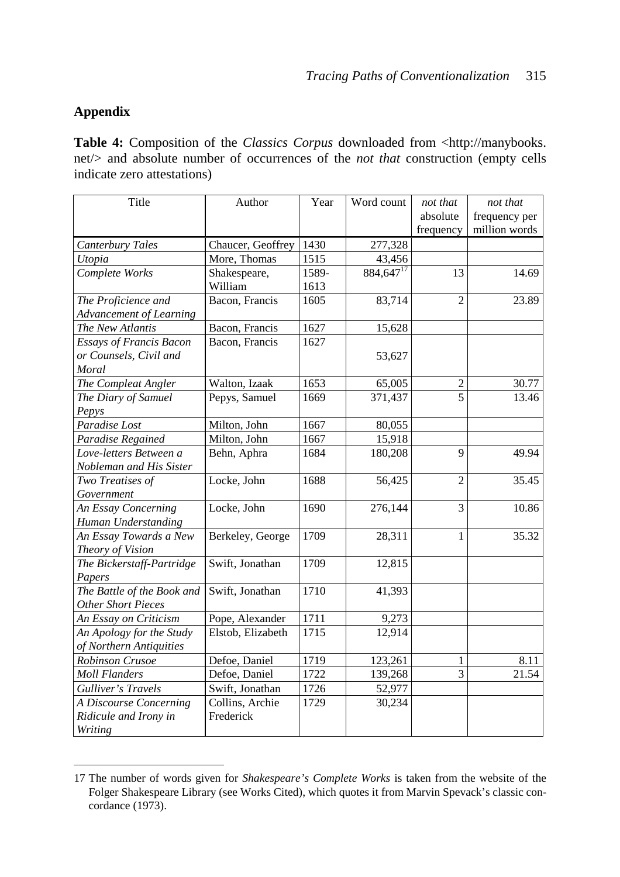## Appendix

**Table 4:** Composition of the *Classics Corpus* downloaded from <http://manybooks.net/> and absolute number of occurrences of the *not that* construction (empty cells indicate zero attestations)

| Title | Author | Year | Word count | *not that* absolute frequency | *not that* frequency per million words |
|---|---|---|---|---|---|
| *Canterbury Tales* | Chaucer, Geoffrey | 1430 | 277,328 | | |
| *Utopia* | More, Thomas | 1515 | 43,456 | | |
| *Complete Works* | Shakespeare, William | 1589-1613 | 884,647[17] | 13 | 14.69 |
| *The Proficience and Advancement of Learning* | Bacon, Francis | 1605 | 83,714 | 2 | 23.89 |
| *The New Atlantis* | Bacon, Francis | 1627 | 15,628 | | |
| *Essays of Francis Bacon or Counsels, Civil and Moral* | Bacon, Francis | 1627 | 53,627 | | |
| *The Compleat Angler* | Walton, Izaak | 1653 | 65,005 | 2 | 30.77 |
| *The Diary of Samuel Pepys* | Pepys, Samuel | 1669 | 371,437 | 5 | 13.46 |
| *Paradise Lost* | Milton, John | 1667 | 80,055 | | |
| *Paradise Regained* | Milton, John | 1667 | 15,918 | | |
| *Love-letters Between a Nobleman and His Sister* | Behn, Aphra | 1684 | 180,208 | 9 | 49.94 |
| *Two Treatises of Government* | Locke, John | 1688 | 56,425 | 2 | 35.45 |
| *An Essay Concerning Human Understanding* | Locke, John | 1690 | 276,144 | 3 | 10.86 |
| *An Essay Towards a New Theory of Vision* | Berkeley, George | 1709 | 28,311 | 1 | 35.32 |
| *The Bickerstaff-Partridge Papers* | Swift, Jonathan | 1709 | 12,815 | | |
| *The Battle of the Book and Other Short Pieces* | Swift, Jonathan | 1710 | 41,393 | | |
| *An Essay on Criticism* | Pope, Alexander | 1711 | 9,273 | | |
| *An Apology for the Study of Northern Antiquities* | Elstob, Elizabeth | 1715 | 12,914 | | |
| *Robinson Crusoe* | Defoe, Daniel | 1719 | 123,261 | 1 | 8.11 |
| *Moll Flanders* | Defoe, Daniel | 1722 | 139,268 | 3 | 21.54 |
| *Gulliver's Travels* | Swift, Jonathan | 1726 | 52,977 | | |
| *A Discourse Concerning Ridicule and Irony in Writing* | Collins, Archie Frederick | 1729 | 30,234 | | |

17 The number of words given for *Shakespeare's Complete Works* is taken from the website of the Folger Shakespeare Library (see Works Cited), which quotes it from Marvin Spevack's classic concordance (1973).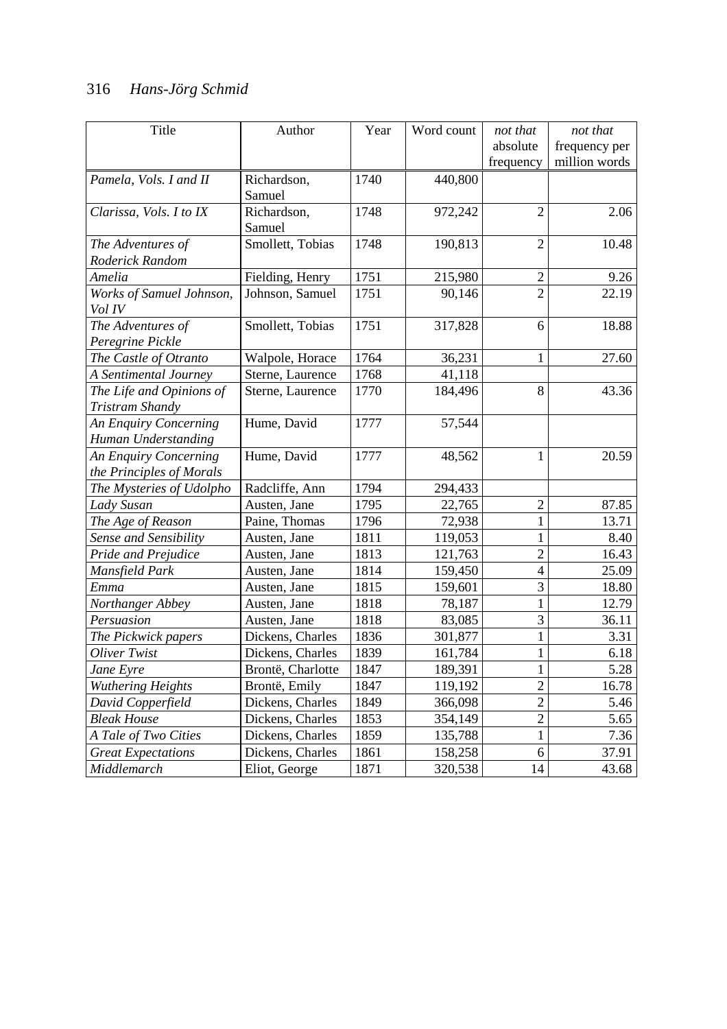| Title | Author | Year | Word count | *not that* absolute frequency | *not that* frequency per million words |
|---|---|---|---|---|---|
| *Pamela, Vols. I and II* | Richardson, Samuel | 1740 | 440,800 | | |
| *Clarissa, Vols. I to IX* | Richardson, Samuel | 1748 | 972,242 | 2 | 2.06 |
| *The Adventures of Roderick Random* | Smollett, Tobias | 1748 | 190,813 | 2 | 10.48 |
| *Amelia* | Fielding, Henry | 1751 | 215,980 | 2 | 9.26 |
| *Works of Samuel Johnson, Vol IV* | Johnson, Samuel | 1751 | 90,146 | 2 | 22.19 |
| *The Adventures of Peregrine Pickle* | Smollett, Tobias | 1751 | 317,828 | 6 | 18.88 |
| *The Castle of Otranto* | Walpole, Horace | 1764 | 36,231 | 1 | 27.60 |
| *A Sentimental Journey* | Sterne, Laurence | 1768 | 41,118 | | |
| *The Life and Opinions of Tristram Shandy* | Sterne, Laurence | 1770 | 184,496 | 8 | 43.36 |
| *An Enquiry Concerning Human Understanding* | Hume, David | 1777 | 57,544 | | |
| *An Enquiry Concerning the Principles of Morals* | Hume, David | 1777 | 48,562 | 1 | 20.59 |
| *The Mysteries of Udolpho* | Radcliffe, Ann | 1794 | 294,433 | | |
| *Lady Susan* | Austen, Jane | 1795 | 22,765 | 2 | 87.85 |
| *The Age of Reason* | Paine, Thomas | 1796 | 72,938 | 1 | 13.71 |
| *Sense and Sensibility* | Austen, Jane | 1811 | 119,053 | 1 | 8.40 |
| *Pride and Prejudice* | Austen, Jane | 1813 | 121,763 | 2 | 16.43 |
| *Mansfield Park* | Austen, Jane | 1814 | 159,450 | 4 | 25.09 |
| *Emma* | Austen, Jane | 1815 | 159,601 | 3 | 18.80 |
| *Northanger Abbey* | Austen, Jane | 1818 | 78,187 | 1 | 12.79 |
| *Persuasion* | Austen, Jane | 1818 | 83,085 | 3 | 36.11 |
| *The Pickwick papers* | Dickens, Charles | 1836 | 301,877 | 1 | 3.31 |
| *Oliver Twist* | Dickens, Charles | 1839 | 161,784 | 1 | 6.18 |
| *Jane Eyre* | Brontë, Charlotte | 1847 | 189,391 | 1 | 5.28 |
| *Wuthering Heights* | Brontë, Emily | 1847 | 119,192 | 2 | 16.78 |
| *David Copperfield* | Dickens, Charles | 1849 | 366,098 | 2 | 5.46 |
| *Bleak House* | Dickens, Charles | 1853 | 354,149 | 2 | 5.65 |
| *A Tale of Two Cities* | Dickens, Charles | 1859 | 135,788 | 1 | 7.36 |
| *Great Expectations* | Dickens, Charles | 1861 | 158,258 | 6 | 37.91 |
| *Middlemarch* | Eliot, George | 1871 | 320,538 | 14 | 43.68 |